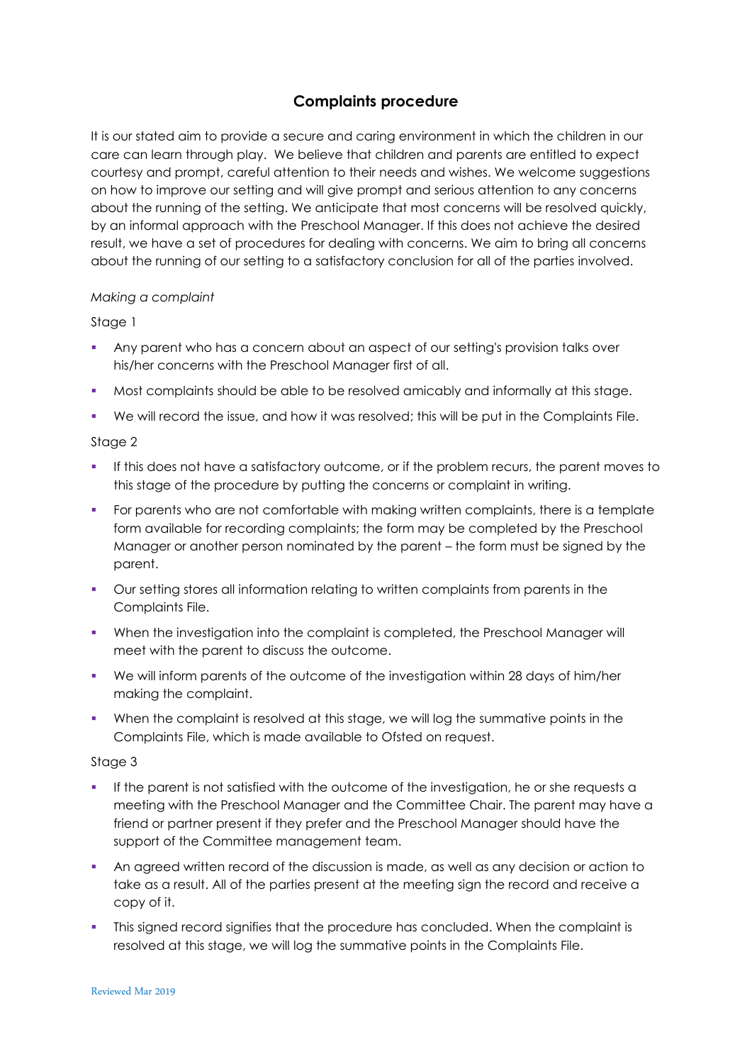# Complaints procedure

It is our stated aim to provide a secure and caring environment in which the children in our care can learn through play. We believe that children and parents are entitled to expect courtesy and prompt, careful attention to their needs and wishes. We welcome suggestions on how to improve our setting and will give prompt and serious attention to any concerns about the running of the setting. We anticipate that most concerns will be resolved quickly, by an informal approach with the Preschool Manager. If this does not achieve the desired result, we have a set of procedures for dealing with concerns. We aim to bring all concerns about the running of our setting to a satisfactory conclusion for all of the parties involved.

*Making a complaint*

Stage 1

- Any parent who has a concern about an aspect of our setting's provision talks over his/her concerns with the Preschool Manager first of all.
- Most complaints should be able to be resolved amicably and informally at this stage.
- We will record the issue, and how it was resolved; this will be put in the Complaints File.

Stage 2

- If this does not have a satisfactory outcome, or if the problem recurs, the parent moves to this stage of the procedure by putting the concerns or complaint in writing.
- For parents who are not comfortable with making written complaints, there is a template form available for recording complaints; the form may be completed by the Preschool Manager or another person nominated by the parent – the form must be signed by the parent.
- Our setting stores all information relating to written complaints from parents in the Complaints File.
- When the investigation into the complaint is completed, the Preschool Manager will meet with the parent to discuss the outcome.
- We will inform parents of the outcome of the investigation within 28 days of him/her making the complaint.
- When the complaint is resolved at this stage, we will log the summative points in the Complaints File, which is made available to Ofsted on request.

Stage 3

- If the parent is not satisfied with the outcome of the investigation, he or she requests a meeting with the Preschool Manager and the Committee Chair. The parent may have a friend or partner present if they prefer and the Preschool Manager should have the support of the Committee management team.
- An agreed written record of the discussion is made, as well as any decision or action to take as a result. All of the parties present at the meeting sign the record and receive a copy of it.
- This signed record signifies that the procedure has concluded. When the complaint is resolved at this stage, we will log the summative points in the Complaints File.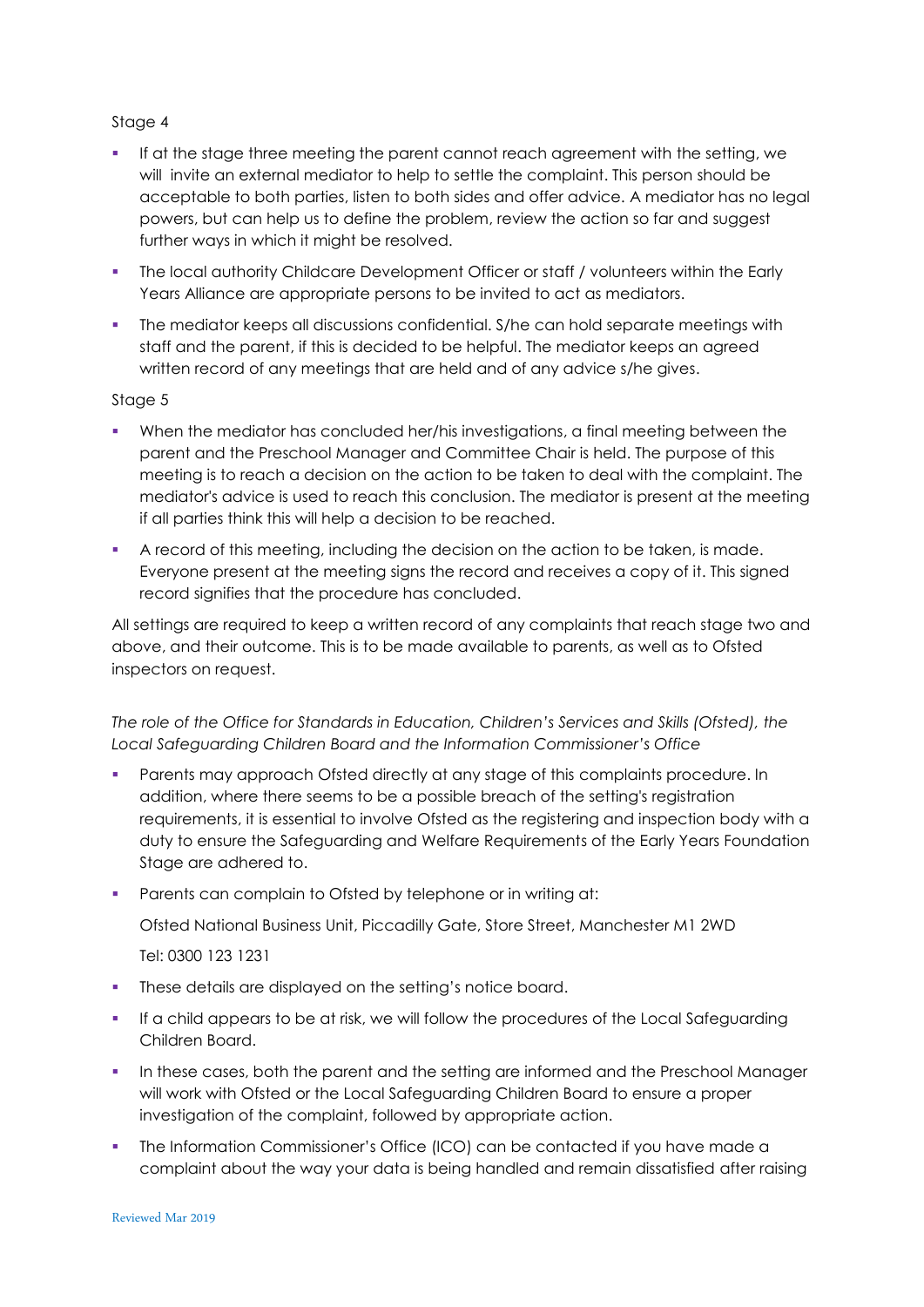Stage 4

- If at the stage three meeting the parent cannot reach agreement with the setting, we will invite an external mediator to help to settle the complaint. This person should be acceptable to both parties, listen to both sides and offer advice. A mediator has no legal powers, but can help us to define the problem, review the action so far and suggest further ways in which it might be resolved.
- The local authority Childcare Development Officer or staff / volunteers within the Early Years Alliance are appropriate persons to be invited to act as mediators.
- The mediator keeps all discussions confidential. S/he can hold separate meetings with staff and the parent, if this is decided to be helpful. The mediator keeps an agreed written record of any meetings that are held and of any advice s/he gives.

Stage 5

- When the mediator has concluded her/his investigations, a final meeting between the parent and the Preschool Manager and Committee Chair is held. The purpose of this meeting is to reach a decision on the action to be taken to deal with the complaint. The mediator's advice is used to reach this conclusion. The mediator is present at the meeting if all parties think this will help a decision to be reached.
- A record of this meeting, including the decision on the action to be taken, is made. Everyone present at the meeting signs the record and receives a copy of it. This signed record signifies that the procedure has concluded.

All settings are required to keep a written record of any complaints that reach stage two and above, and their outcome. This is to be made available to parents, as well as to Ofsted inspectors on request.

*The role of the Office for Standards in Education, Children's Services and Skills (Ofsted), the Local Safeguarding Children Board and the Information Commissioner's Office*

- Parents may approach Ofsted directly at any stage of this complaints procedure. In addition, where there seems to be a possible breach of the setting's registration requirements, it is essential to involve Ofsted as the registering and inspection body with a duty to ensure the Safeguarding and Welfare Requirements of the Early Years Foundation Stage are adhered to.
- Parents can complain to Ofsted by telephone or in writing at:

  Ofsted National Business Unit, Piccadilly Gate, Store Street, Manchester M1 2WD

  Tel: 0300 123 1231
- These details are displayed on the setting's notice board.
- If a child appears to be at risk, we will follow the procedures of the Local Safeguarding Children Board.
- In these cases, both the parent and the setting are informed and the Preschool Manager will work with Ofsted or the Local Safeguarding Children Board to ensure a proper investigation of the complaint, followed by appropriate action.
- The Information Commissioner's Office (ICO) can be contacted if you have made a complaint about the way your data is being handled and remain dissatisfied after raising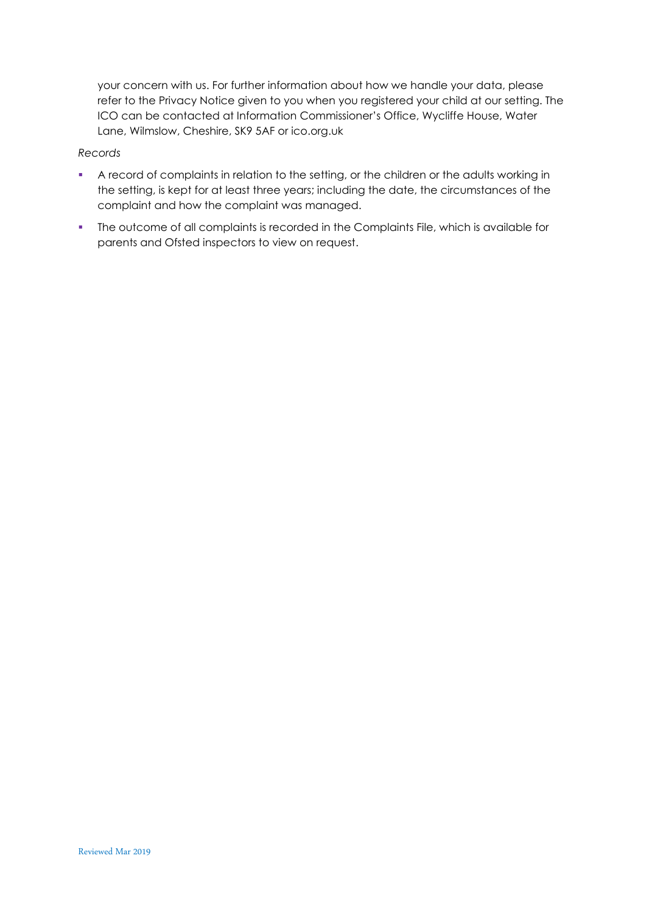your concern with us. For further information about how we handle your data, please refer to the Privacy Notice given to you when you registered your child at our setting. The ICO can be contacted at Information Commissioner's Office, Wycliffe House, Water Lane, Wilmslow, Cheshire, SK9 5AF or ico.org.uk

*Records*

- A record of complaints in relation to the setting, or the children or the adults working in the setting, is kept for at least three years; including the date, the circumstances of the complaint and how the complaint was managed.
- The outcome of all complaints is recorded in the Complaints File, which is available for parents and Ofsted inspectors to view on request.

Reviewed Mar 2019